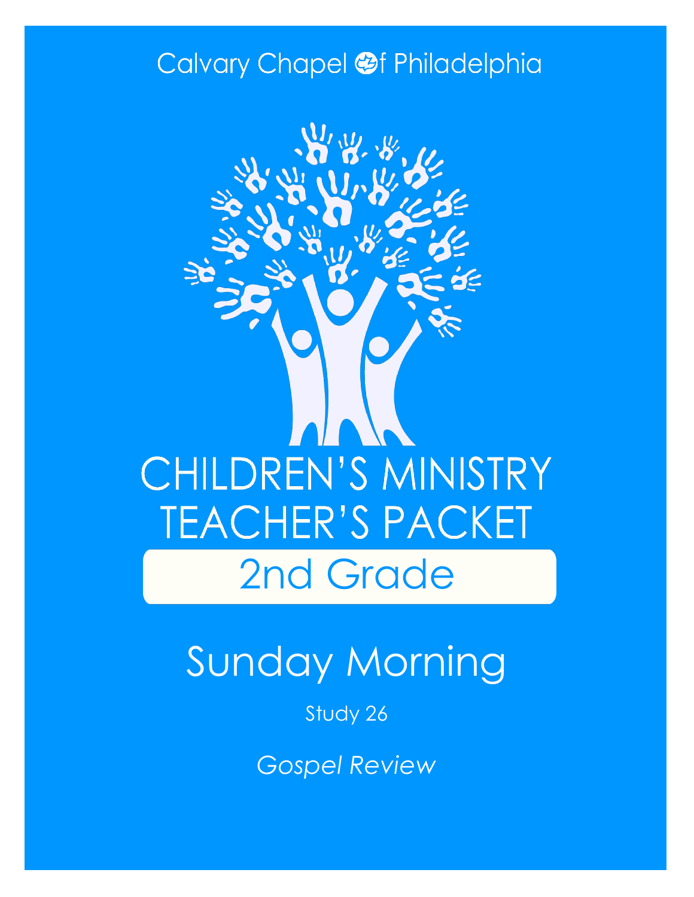Calvary Chapel of Philadelphia

# CHILDREN'S MINISTRY TEACHER'S PACKET

## 2nd Grade

# Sunday Morning

Study 26

*Gospel Review*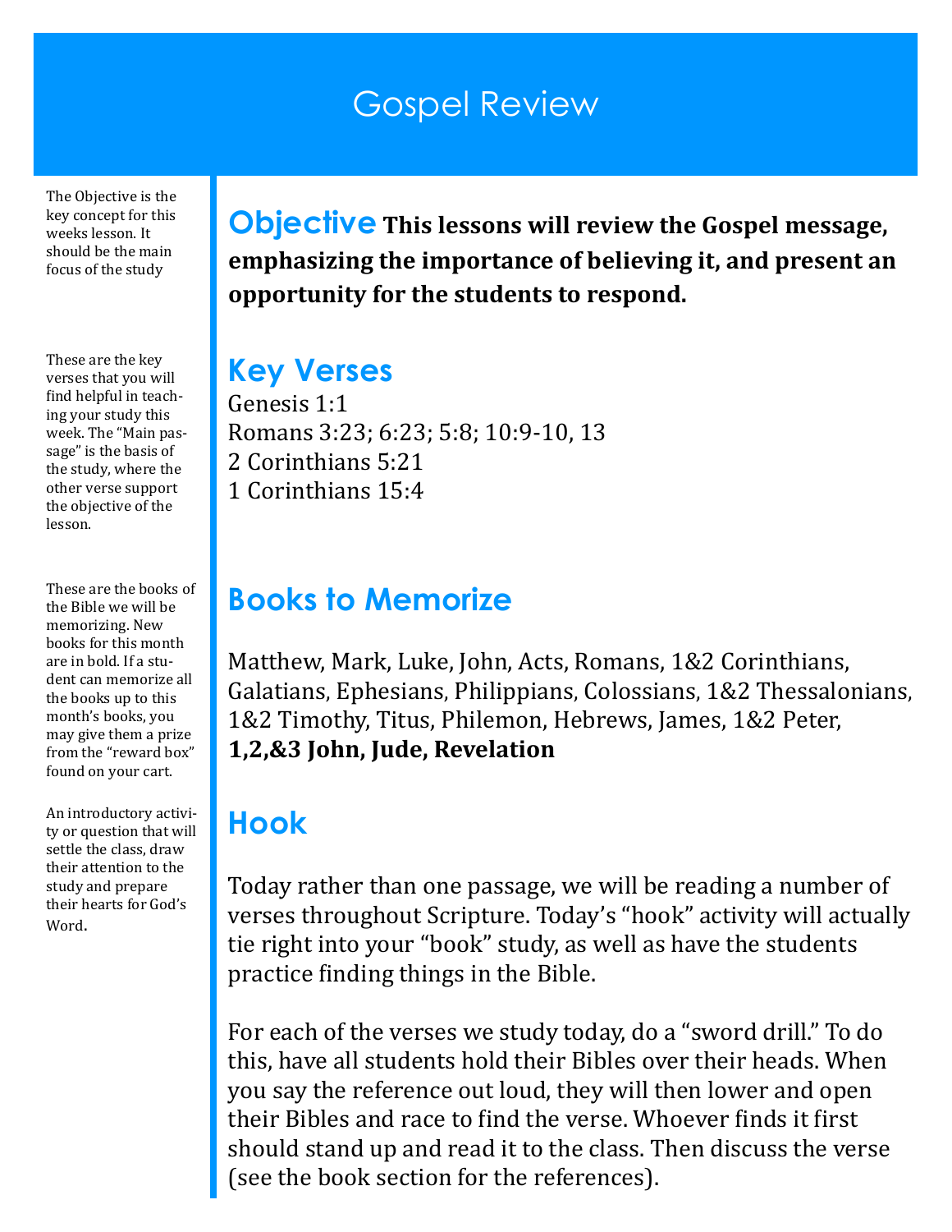# Gospel Review

The Objective is the key concept for this weeks lesson. It should be the main focus of the study

## Objective

**This lessons will review the Gospel message, emphasizing the importance of believing it, and present an opportunity for the students to respond.**

These are the key verses that you will find helpful in teaching your study this week. The "Main passage" is the basis of the study, where the other verse support the objective of the lesson.

## Key Verses

Genesis 1:1
Romans 3:23; 6:23; 5:8; 10:9-10, 13
2 Corinthians 5:21
1 Corinthians 15:4

These are the books of the Bible we will be memorizing. New books for this month are in bold. If a student can memorize all the books up to this month's books, you may give them a prize from the "reward box" found on your cart.

## Books to Memorize

Matthew, Mark, Luke, John, Acts, Romans, 1&2 Corinthians, Galatians, Ephesians, Philippians, Colossians, 1&2 Thessalonians, 1&2 Timothy, Titus, Philemon, Hebrews, James, 1&2 Peter, **1,2,&3 John, Jude, Revelation**

An introductory activity or question that will settle the class, draw their attention to the study and prepare their hearts for God's Word.

## Hook

Today rather than one passage, we will be reading a number of verses throughout Scripture. Today's "hook" activity will actually tie right into your "book" study, as well as have the students practice finding things in the Bible.

For each of the verses we study today, do a "sword drill." To do this, have all students hold their Bibles over their heads. When you say the reference out loud, they will then lower and open their Bibles and race to find the verse. Whoever finds it first should stand up and read it to the class. Then discuss the verse (see the book section for the references).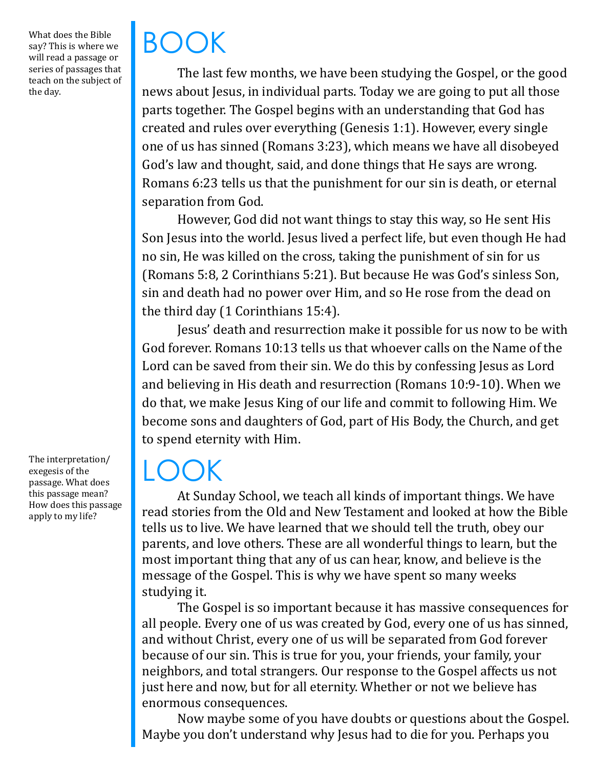What does the Bible say? This is where we will read a passage or series of passages that teach on the subject of the day.

# BOOK

The last few months, we have been studying the Gospel, or the good news about Jesus, in individual parts. Today we are going to put all those parts together. The Gospel begins with an understanding that God has created and rules over everything (Genesis 1:1). However, every single one of us has sinned (Romans 3:23), which means we have all disobeyed God's law and thought, said, and done things that He says are wrong. Romans 6:23 tells us that the punishment for our sin is death, or eternal separation from God.

However, God did not want things to stay this way, so He sent His Son Jesus into the world. Jesus lived a perfect life, but even though He had no sin, He was killed on the cross, taking the punishment of sin for us (Romans 5:8, 2 Corinthians 5:21). But because He was God's sinless Son, sin and death had no power over Him, and so He rose from the dead on the third day (1 Corinthians 15:4).

Jesus' death and resurrection make it possible for us now to be with God forever. Romans 10:13 tells us that whoever calls on the Name of the Lord can be saved from their sin. We do this by confessing Jesus as Lord and believing in His death and resurrection (Romans 10:9-10). When we do that, we make Jesus King of our life and commit to following Him. We become sons and daughters of God, part of His Body, the Church, and get to spend eternity with Him.

The interpretation/exegesis of the passage. What does this passage mean? How does this passage apply to my life?

# LOOK

At Sunday School, we teach all kinds of important things. We have read stories from the Old and New Testament and looked at how the Bible tells us to live. We have learned that we should tell the truth, obey our parents, and love others. These are all wonderful things to learn, but the most important thing that any of us can hear, know, and believe is the message of the Gospel. This is why we have spent so many weeks studying it.

The Gospel is so important because it has massive consequences for all people. Every one of us was created by God, every one of us has sinned, and without Christ, every one of us will be separated from God forever because of our sin. This is true for you, your friends, your family, your neighbors, and total strangers. Our response to the Gospel affects us not just here and now, but for all eternity. Whether or not we believe has enormous consequences.

Now maybe some of you have doubts or questions about the Gospel. Maybe you don't understand why Jesus had to die for you. Perhaps you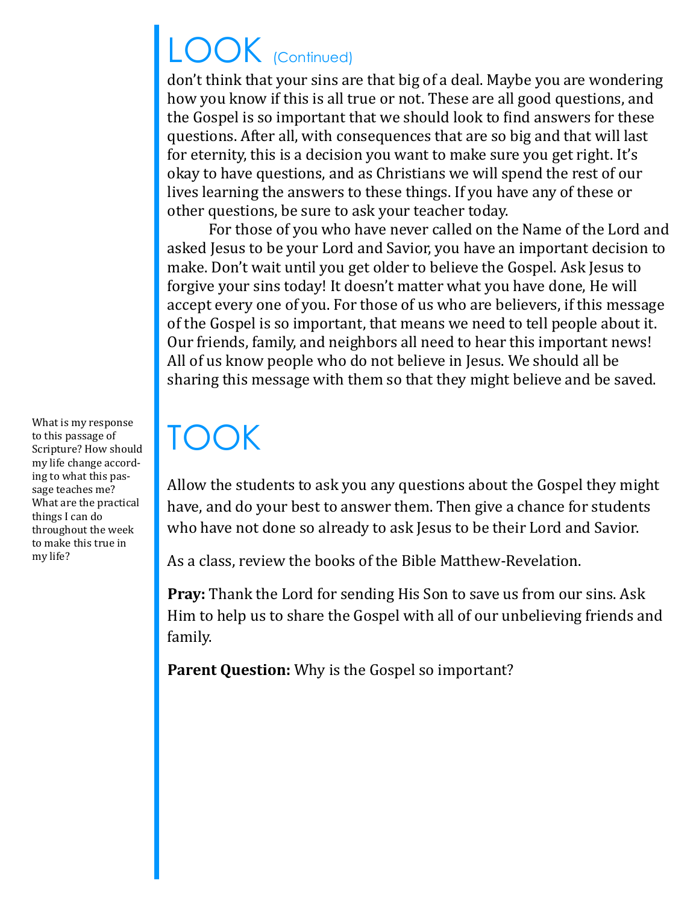# LOOK (Continued)

don't think that your sins are that big of a deal. Maybe you are wondering how you know if this is all true or not. These are all good questions, and the Gospel is so important that we should look to find answers for these questions. After all, with consequences that are so big and that will last for eternity, this is a decision you want to make sure you get right. It's okay to have questions, and as Christians we will spend the rest of our lives learning the answers to these things. If you have any of these or other questions, be sure to ask your teacher today.

For those of you who have never called on the Name of the Lord and asked Jesus to be your Lord and Savior, you have an important decision to make. Don't wait until you get older to believe the Gospel. Ask Jesus to forgive your sins today! It doesn't matter what you have done, He will accept every one of you. For those of us who are believers, if this message of the Gospel is so important, that means we need to tell people about it. Our friends, family, and neighbors all need to hear this important news! All of us know people who do not believe in Jesus. We should all be sharing this message with them so that they might believe and be saved.

# TOOK

What is my response to this passage of Scripture? How should my life change according to what this passage teaches me? What are the practical things I can do throughout the week to make this true in my life?

Allow the students to ask you any questions about the Gospel they might have, and do your best to answer them. Then give a chance for students who have not done so already to ask Jesus to be their Lord and Savior.

As a class, review the books of the Bible Matthew-Revelation.

**Pray:** Thank the Lord for sending His Son to save us from our sins. Ask Him to help us to share the Gospel with all of our unbelieving friends and family.

**Parent Question:** Why is the Gospel so important?